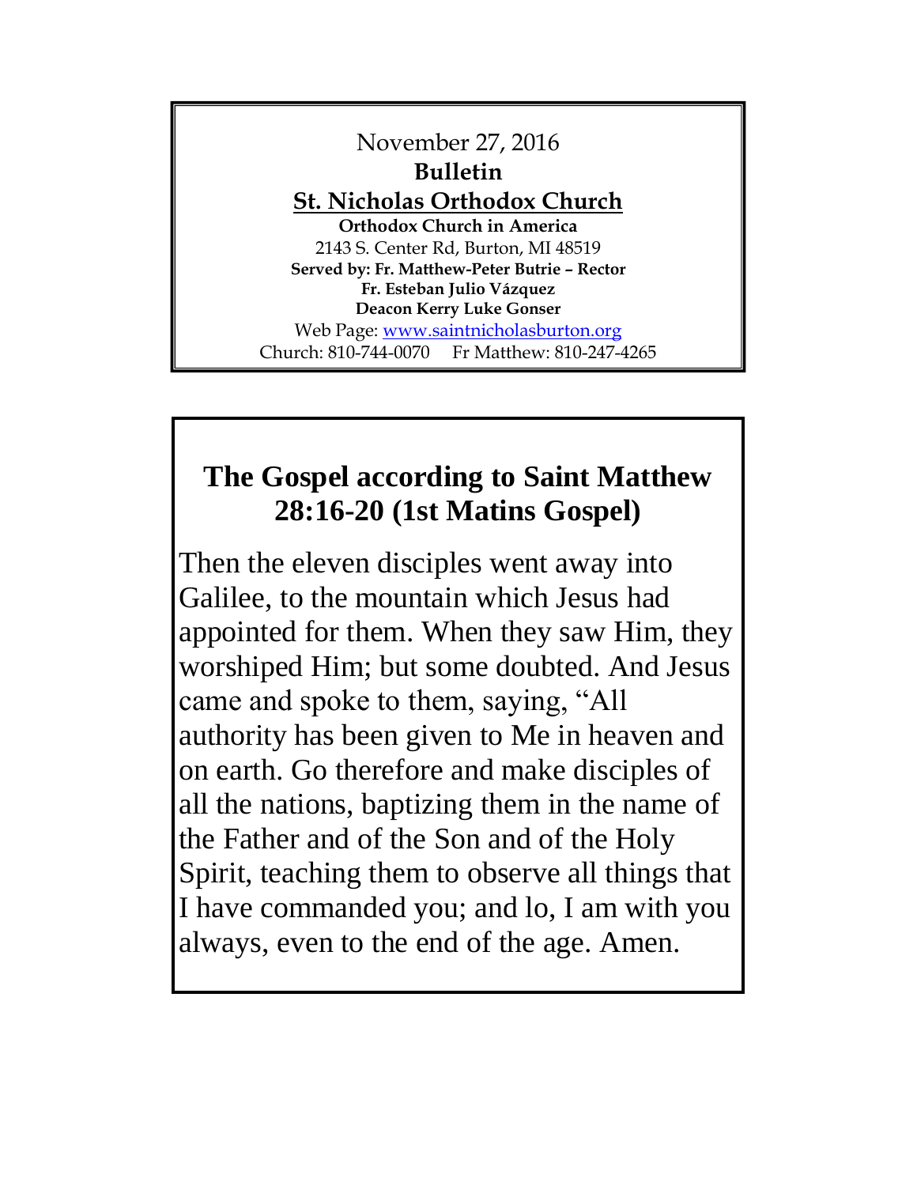November 27, 2016

**Bulletin**

**St. Nicholas Orthodox Church**

**Orthodox Church in America**

2143 S. Center Rd, Burton, MI 48519

**Served by: Fr. Matthew-Peter Butrie – Rector**

**Fr. Esteban Julio Vázquez**

**Deacon Kerry Luke Gonser**

Web Page: www.saintnicholasburton.org

Church: 810-744-0070 Fr Matthew: 810-247-4265

## The Gospel according to Saint Matthew 28:16-20 (1st Matins Gospel)

Then the eleven disciples went away into Galilee, to the mountain which Jesus had appointed for them. When they saw Him, they worshiped Him; but some doubted. And Jesus came and spoke to them, saying, "All authority has been given to Me in heaven and on earth. Go therefore and make disciples of all the nations, baptizing them in the name of the Father and of the Son and of the Holy Spirit, teaching them to observe all things that I have commanded you; and lo, I am with you always, even to the end of the age. Amen.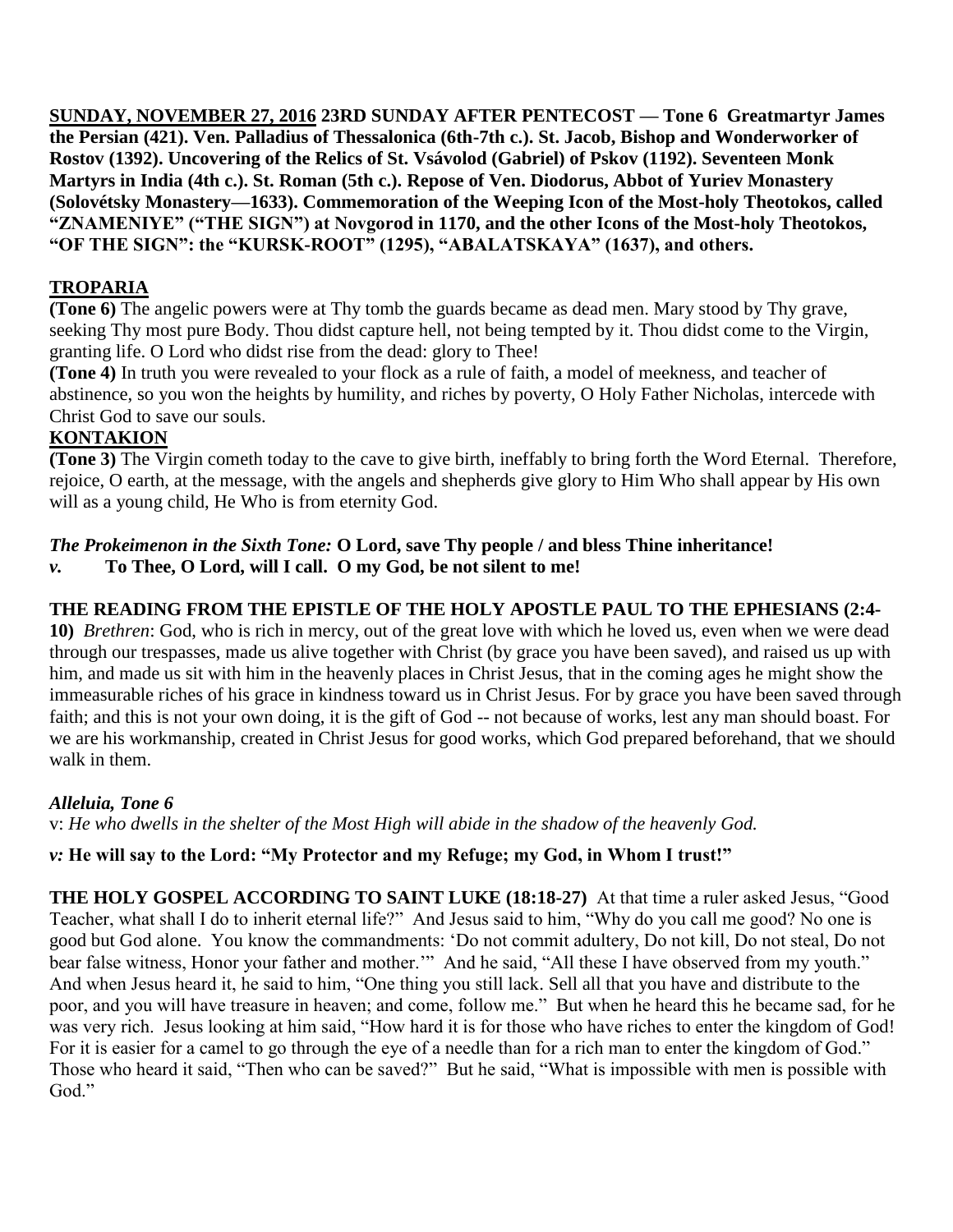**SUNDAY, NOVEMBER 27, 2016 23RD SUNDAY AFTER PENTECOST — Tone 6 Greatmartyr James the Persian (421). Ven. Palladius of Thessalonica (6th-7th c.). St. Jacob, Bishop and Wonderworker of Rostov (1392). Uncovering of the Relics of St. Vsávolod (Gabriel) of Pskov (1192). Seventeen Monk Martyrs in India (4th c.). St. Roman (5th c.). Repose of Ven. Diodorus, Abbot of Yuriev Monastery (Solovétsky Monastery—1633). Commemoration of the Weeping Icon of the Most-holy Theotokos, called "ZNAMENIYE" ("THE SIGN") at Novgorod in 1170, and the other Icons of the Most-holy Theotokos, "OF THE SIGN": the "KURSK-ROOT" (1295), "ABALATSKAYA" (1637), and others.**

## TROPARIA

**(Tone 6)** The angelic powers were at Thy tomb the guards became as dead men. Mary stood by Thy grave, seeking Thy most pure Body. Thou didst capture hell, not being tempted by it. Thou didst come to the Virgin, granting life. O Lord who didst rise from the dead: glory to Thee!

**(Tone 4)** In truth you were revealed to your flock as a rule of faith, a model of meekness, and teacher of abstinence, so you won the heights by humility, and riches by poverty, O Holy Father Nicholas, intercede with Christ God to save our souls.

## KONTAKION

**(Tone 3)** The Virgin cometh today to the cave to give birth, ineffably to bring forth the Word Eternal. Therefore, rejoice, O earth, at the message, with the angels and shepherds give glory to Him Who shall appear by His own will as a young child, He Who is from eternity God.

***The Prokeimenon in the Sixth Tone:*** **O Lord, save Thy people / and bless Thine inheritance!**
***v.*** **To Thee, O Lord, will I call. O my God, be not silent to me!**

**THE READING FROM THE EPISTLE OF THE HOLY APOSTLE PAUL TO THE EPHESIANS (2:4-10)** *Brethren*: God, who is rich in mercy, out of the great love with which he loved us, even when we were dead through our trespasses, made us alive together with Christ (by grace you have been saved), and raised us up with him, and made us sit with him in the heavenly places in Christ Jesus, that in the coming ages he might show the immeasurable riches of his grace in kindness toward us in Christ Jesus. For by grace you have been saved through faith; and this is not your own doing, it is the gift of God -- not because of works, lest any man should boast. For we are his workmanship, created in Christ Jesus for good works, which God prepared beforehand, that we should walk in them.

***Alleluia, Tone 6***
v: *He who dwells in the shelter of the Most High will abide in the shadow of the heavenly God.*

***v:*** **He will say to the Lord: "My Protector and my Refuge; my God, in Whom I trust!"**

**THE HOLY GOSPEL ACCORDING TO SAINT LUKE (18:18-27)** At that time a ruler asked Jesus, "Good Teacher, what shall I do to inherit eternal life?" And Jesus said to him, "Why do you call me good? No one is good but God alone. You know the commandments: 'Do not commit adultery, Do not kill, Do not steal, Do not bear false witness, Honor your father and mother.'" And he said, "All these I have observed from my youth." And when Jesus heard it, he said to him, "One thing you still lack. Sell all that you have and distribute to the poor, and you will have treasure in heaven; and come, follow me." But when he heard this he became sad, for he was very rich. Jesus looking at him said, "How hard it is for those who have riches to enter the kingdom of God! For it is easier for a camel to go through the eye of a needle than for a rich man to enter the kingdom of God." Those who heard it said, "Then who can be saved?" But he said, "What is impossible with men is possible with God."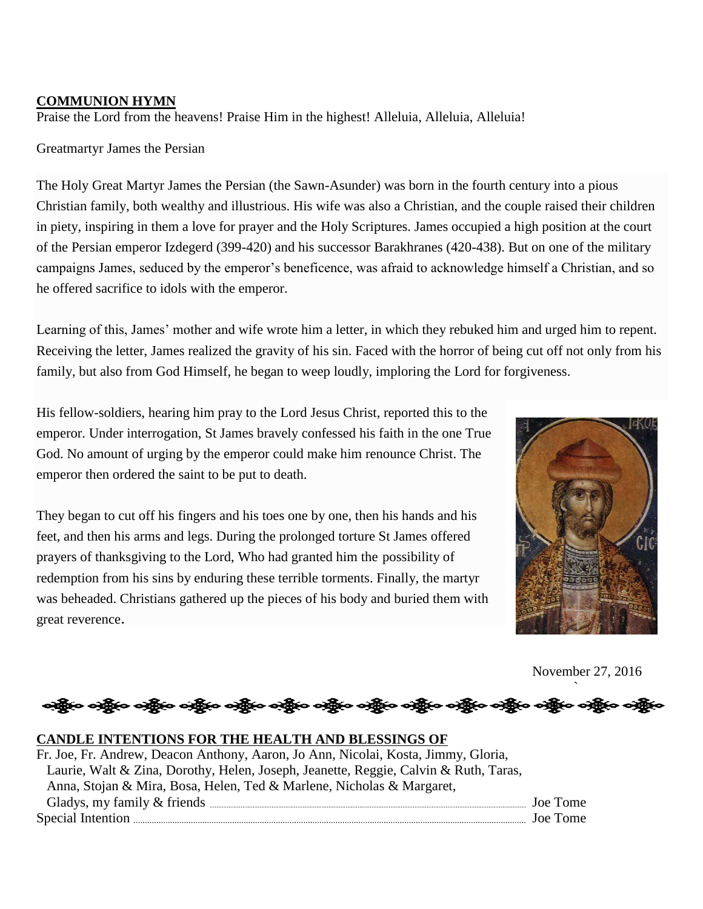## COMMUNION HYMN

Praise the Lord from the heavens! Praise Him in the highest! Alleluia, Alleluia, Alleluia!

Greatmartyr James the Persian

The Holy Great Martyr James the Persian (the Sawn-Asunder) was born in the fourth century into a pious Christian family, both wealthy and illustrious. His wife was also a Christian, and the couple raised their children in piety, inspiring in them a love for prayer and the Holy Scriptures. James occupied a high position at the court of the Persian emperor Izdegerd (399-420) and his successor Barakhranes (420-438). But on one of the military campaigns James, seduced by the emperor's beneficence, was afraid to acknowledge himself a Christian, and so he offered sacrifice to idols with the emperor.

Learning of this, James' mother and wife wrote him a letter, in which they rebuked him and urged him to repent. Receiving the letter, James realized the gravity of his sin. Faced with the horror of being cut off not only from his family, but also from God Himself, he began to weep loudly, imploring the Lord for forgiveness.

His fellow-soldiers, hearing him pray to the Lord Jesus Christ, reported this to the emperor. Under interrogation, St James bravely confessed his faith in the one True God. No amount of urging by the emperor could make him renounce Christ. The emperor then ordered the saint to be put to death.

They began to cut off his fingers and his toes one by one, then his hands and his feet, and then his arms and legs. During the prolonged torture St James offered prayers of thanksgiving to the Lord, Who had granted him the possibility of redemption from his sins by enduring these terrible torments. Finally, the martyr was beheaded. Christians gathered up the pieces of his body and buried them with great reverence.

November 27, 2016

## CANDLE INTENTIONS FOR THE HEALTH AND BLESSINGS OF

Fr. Joe, Fr. Andrew, Deacon Anthony, Aaron, Jo Ann, Nicolai, Kosta, Jimmy, Gloria, Laurie, Walt & Zina, Dorothy, Helen, Joseph, Jeanette, Reggie, Calvin & Ruth, Taras, Anna, Stojan & Mira, Bosa, Helen, Ted & Marlene, Nicholas & Margaret, Gladys, my family & friends ........ Joe Tome

Special Intention ........ Joe Tome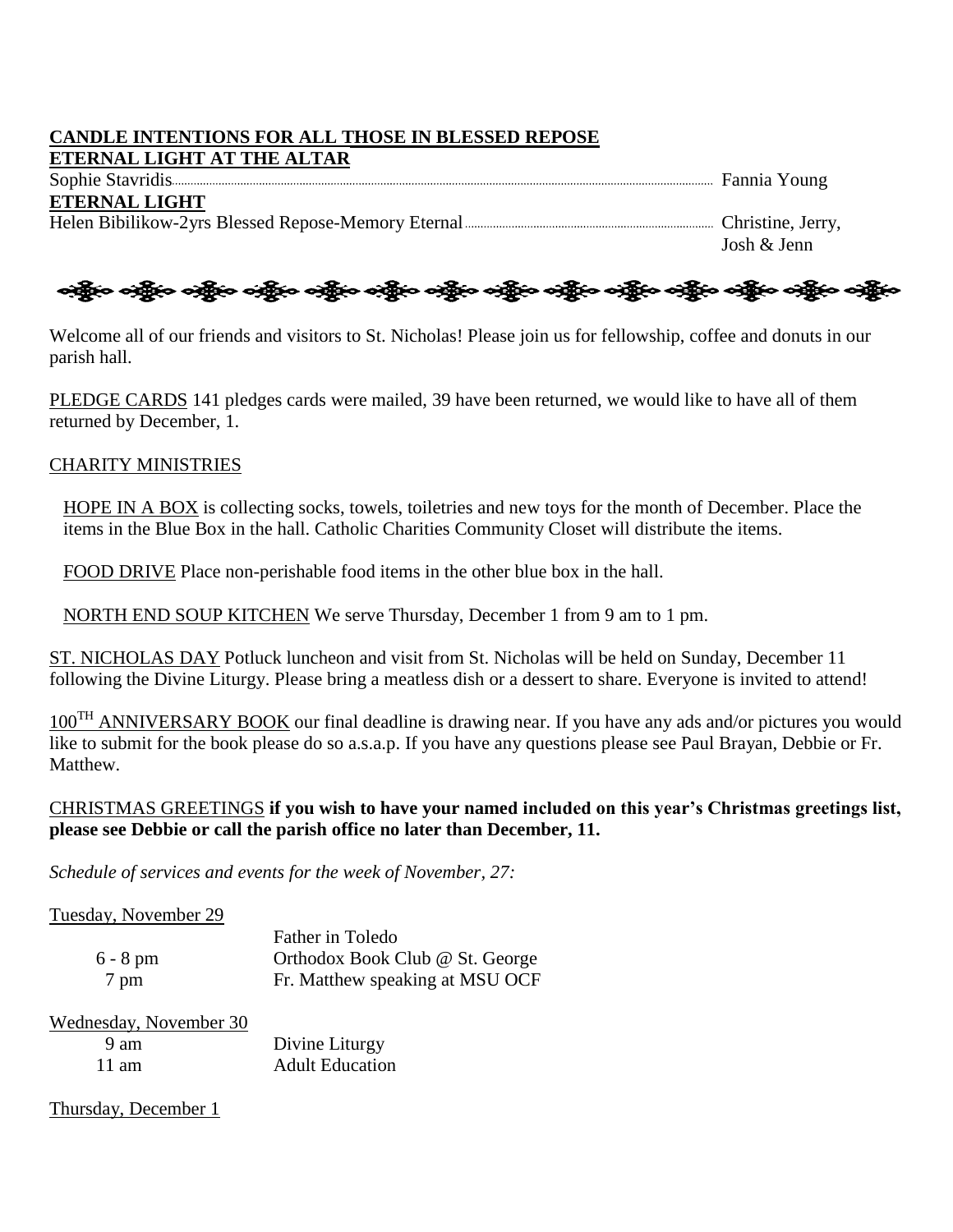**CANDLE INTENTIONS FOR ALL THOSE IN BLESSED REPOSE**

**ETERNAL LIGHT AT THE ALTAR**

Sophie Stavridis........ Fannia Young

**ETERNAL LIGHT**

Helen Bibilikow-2yrs Blessed Repose-Memory Eternal........ Christine, Jerry, Josh & Jenn

---

Welcome all of our friends and visitors to St. Nicholas! Please join us for fellowship, coffee and donuts in our parish hall.

PLEDGE CARDS 141 pledges cards were mailed, 39 have been returned, we would like to have all of them returned by December, 1.

CHARITY MINISTRIES

HOPE IN A BOX is collecting socks, towels, toiletries and new toys for the month of December. Place the items in the Blue Box in the hall. Catholic Charities Community Closet will distribute the items.

FOOD DRIVE Place non-perishable food items in the other blue box in the hall.

NORTH END SOUP KITCHEN We serve Thursday, December 1 from 9 am to 1 pm.

ST. NICHOLAS DAY Potluck luncheon and visit from St. Nicholas will be held on Sunday, December 11 following the Divine Liturgy. Please bring a meatless dish or a dessert to share. Everyone is invited to attend!

100TH ANNIVERSARY BOOK our final deadline is drawing near. If you have any ads and/or pictures you would like to submit for the book please do so a.s.a.p. If you have any questions please see Paul Brayan, Debbie or Fr. Matthew.

CHRISTMAS GREETINGS **if you wish to have your named included on this year's Christmas greetings list, please see Debbie or call the parish office no later than December, 11.**

*Schedule of services and events for the week of November, 27:*

Tuesday, November 29

| | |
|---|---|
| | Father in Toledo |
| 6 - 8 pm | Orthodox Book Club @ St. George |
| 7 pm | Fr. Matthew speaking at MSU OCF |

Wednesday, November 30

| | |
|---|---|
| 9 am | Divine Liturgy |
| 11 am | Adult Education |

Thursday, December 1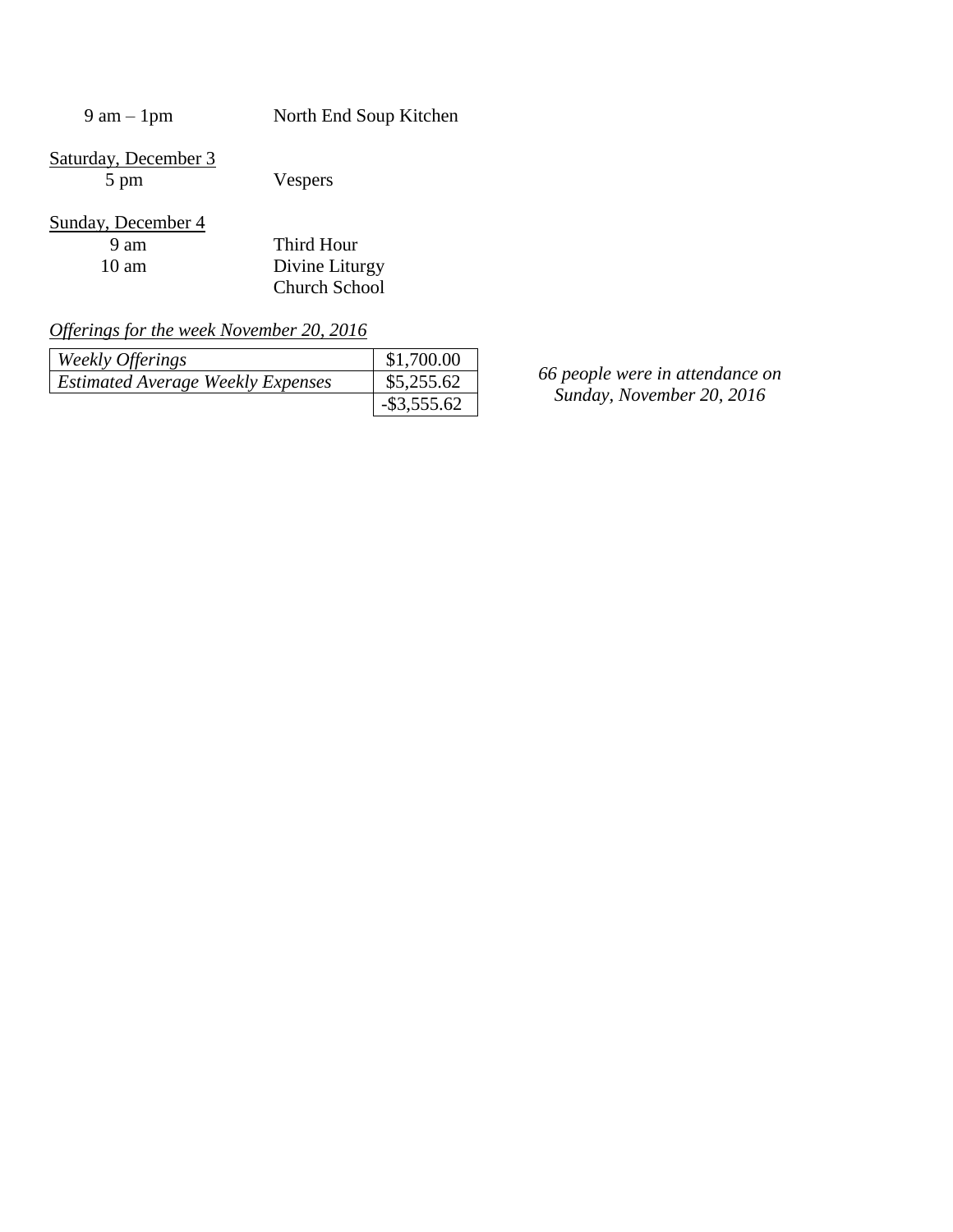9 am – 1pm North End Soup Kitchen

Saturday, December 3

5 pm Vespers

Sunday, December 4

9 am Third Hour

10 am Divine Liturgy

Church School

*Offerings for the week November 20, 2016*

| | |
|---|---|
| *Weekly Offerings* | $1,700.00 |
| *Estimated Average Weekly Expenses* | $5,255.62 |
| | -$3,555.62 |

*66 people were in attendance on Sunday, November 20, 2016*